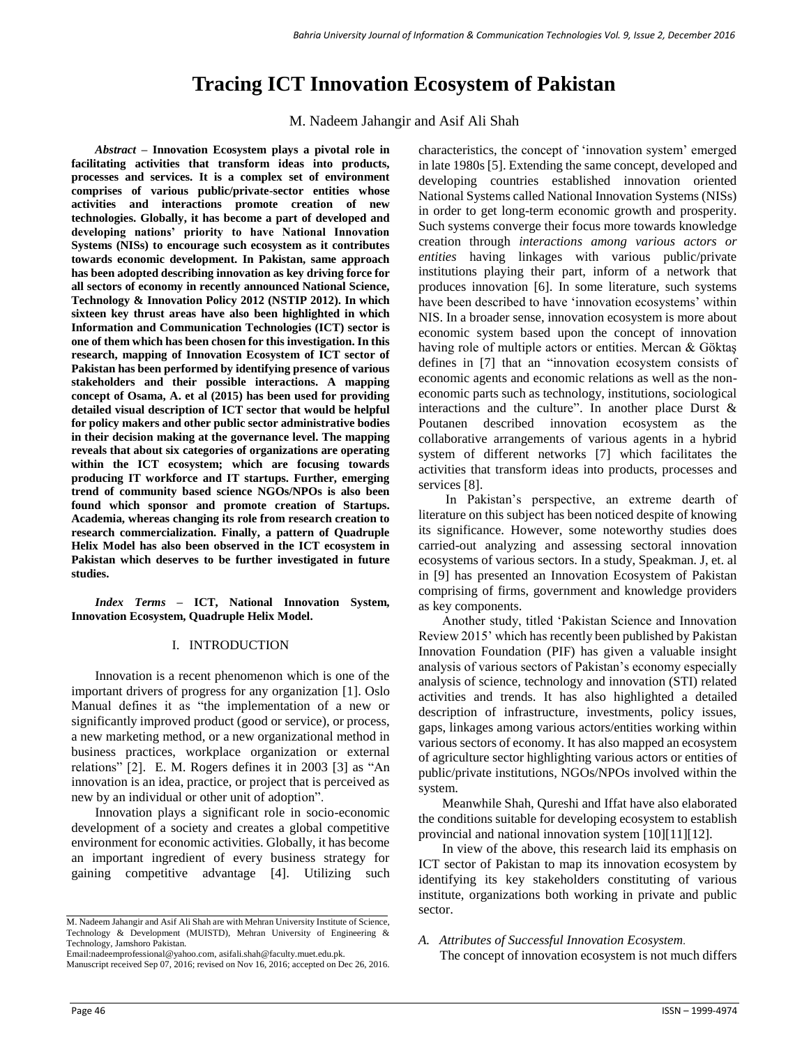# Tracing ICT Innovation Ecosystem of Pakistan

M. Nadeem Jahangir and Asif Ali Shah

***Abstract*** **– Innovation Ecosystem plays a pivotal role in facilitating activities that transform ideas into products, processes and services. It is a complex set of environment comprises of various public/private-sector entities whose activities and interactions promote creation of new technologies. Globally, it has become a part of developed and developing nations' priority to have National Innovation Systems (NISs) to encourage such ecosystem as it contributes towards economic development. In Pakistan, same approach has been adopted describing innovation as key driving force for all sectors of economy in recently announced National Science, Technology & Innovation Policy 2012 (NSTIP 2012). In which sixteen key thrust areas have also been highlighted in which Information and Communication Technologies (ICT) sector is one of them which has been chosen for this investigation. In this research, mapping of Innovation Ecosystem of ICT sector of Pakistan has been performed by identifying presence of various stakeholders and their possible interactions. A mapping concept of Osama, A. et al (2015) has been used for providing detailed visual description of ICT sector that would be helpful for policy makers and other public sector administrative bodies in their decision making at the governance level. The mapping reveals that about six categories of organizations are operating within the ICT ecosystem; which are focusing towards producing IT workforce and IT startups. Further, emerging trend of community based science NGOs/NPOs is also been found which sponsor and promote creation of Startups. Academia, whereas changing its role from research creation to research commercialization. Finally, a pattern of Quadruple Helix Model has also been observed in the ICT ecosystem in Pakistan which deserves to be further investigated in future studies.**

***Index Terms*** **– ICT, National Innovation System, Innovation Ecosystem, Quadruple Helix Model.**

## I. INTRODUCTION

Innovation is a recent phenomenon which is one of the important drivers of progress for any organization [1]. Oslo Manual defines it as "the implementation of a new or significantly improved product (good or service), or process, a new marketing method, or a new organizational method in business practices, workplace organization or external relations" [2]. E. M. Rogers defines it in 2003 [3] as "An innovation is an idea, practice, or project that is perceived as new by an individual or other unit of adoption".

Innovation plays a significant role in socio-economic development of a society and creates a global competitive environment for economic activities. Globally, it has become an important ingredient of every business strategy for gaining competitive advantage [4]. Utilizing such characteristics, the concept of 'innovation system' emerged in late 1980s [5]. Extending the same concept, developed and developing countries established innovation oriented National Systems called National Innovation Systems (NISs) in order to get long-term economic growth and prosperity. Such systems converge their focus more towards knowledge creation through *interactions among various actors or entities* having linkages with various public/private institutions playing their part, inform of a network that produces innovation [6]. In some literature, such systems have been described to have 'innovation ecosystems' within NIS. In a broader sense, innovation ecosystem is more about economic system based upon the concept of innovation having role of multiple actors or entities. Mercan & Göktaş defines in [7] that an "innovation ecosystem consists of economic agents and economic relations as well as the non-economic parts such as technology, institutions, sociological interactions and the culture". In another place Durst & Poutanen described innovation ecosystem as the collaborative arrangements of various agents in a hybrid system of different networks [7] which facilitates the activities that transform ideas into products, processes and services [8].

In Pakistan's perspective, an extreme dearth of literature on this subject has been noticed despite of knowing its significance. However, some noteworthy studies does carried-out analyzing and assessing sectoral innovation ecosystems of various sectors. In a study, Speakman. J, et. al in [9] has presented an Innovation Ecosystem of Pakistan comprising of firms, government and knowledge providers as key components.

Another study, titled 'Pakistan Science and Innovation Review 2015' which has recently been published by Pakistan Innovation Foundation (PIF) has given a valuable insight analysis of various sectors of Pakistan's economy especially analysis of science, technology and innovation (STI) related activities and trends. It has also highlighted a detailed description of infrastructure, investments, policy issues, gaps, linkages among various actors/entities working within various sectors of economy. It has also mapped an ecosystem of agriculture sector highlighting various actors or entities of public/private institutions, NGOs/NPOs involved within the system.

Meanwhile Shah, Qureshi and Iffat have also elaborated the conditions suitable for developing ecosystem to establish provincial and national innovation system [10][11][12].

In view of the above, this research laid its emphasis on ICT sector of Pakistan to map its innovation ecosystem by identifying its key stakeholders constituting of various institute, organizations both working in private and public sector.

### *A. Attributes of Successful Innovation Ecosystem.*

The concept of innovation ecosystem is not much differs

---

M. Nadeem Jahangir and Asif Ali Shah are with Mehran University Institute of Science, Technology & Development (MUISTD), Mehran University of Engineering & Technology, Jamshoro Pakistan.

Email:nadeemprofessional@yahoo.com, asifali.shah@faculty.muet.edu.pk.

Manuscript received Sep 07, 2016; revised on Nov 16, 2016; accepted on Dec 26, 2016.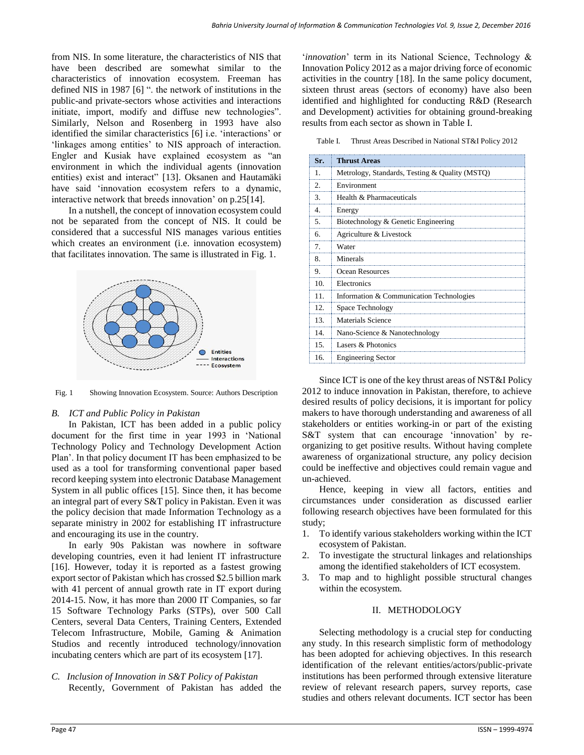from NIS. In some literature, the characteristics of NIS that have been described are somewhat similar to the characteristics of innovation ecosystem. Freeman has defined NIS in 1987 [6] ". the network of institutions in the public-and private-sectors whose activities and interactions initiate, import, modify and diffuse new technologies". Similarly, Nelson and Rosenberg in 1993 have also identified the similar characteristics [6] i.e. 'interactions' or 'linkages among entities' to NIS approach of interaction. Engler and Kusiak have explained ecosystem as "an environment in which the individual agents (innovation entities) exist and interact" [13]. Oksanen and Hautamäki have said 'innovation ecosystem refers to a dynamic, interactive network that breeds innovation' on p.25[14].

In a nutshell, the concept of innovation ecosystem could not be separated from the concept of NIS. It could be considered that a successful NIS manages various entities which creates an environment (i.e. innovation ecosystem) that facilitates innovation. The same is illustrated in Fig. 1.

Entities
Interactions
Ecosystem

Fig. 1 Showing Innovation Ecosystem. Source: Authors Description

### B. *ICT and Public Policy in Pakistan*

In Pakistan, ICT has been added in a public policy document for the first time in year 1993 in 'National Technology Policy and Technology Development Action Plan'. In that policy document IT has been emphasized to be used as a tool for transforming conventional paper based record keeping system into electronic Database Management System in all public offices [15]. Since then, it has become an integral part of every S&T policy in Pakistan. Even it was the policy decision that made Information Technology as a separate ministry in 2002 for establishing IT infrastructure and encouraging its use in the country.

In early 90s Pakistan was nowhere in software developing countries, even it had lenient IT infrastructure [16]. However, today it is reported as a fastest growing export sector of Pakistan which has crossed $2.5 billion mark with 41 percent of annual growth rate in IT export during 2014-15. Now, it has more than 2000 IT Companies, so far 15 Software Technology Parks (STPs), over 500 Call Centers, several Data Centers, Training Centers, Extended Telecom Infrastructure, Mobile, Gaming & Animation Studios and recently introduced technology/innovation incubating centers which are part of its ecosystem [17].

### C. *Inclusion of Innovation in S&T Policy of Pakistan*

Recently, Government of Pakistan has added the '*innovation*' term in its National Science, Technology & Innovation Policy 2012 as a major driving force of economic activities in the country [18]. In the same policy document, sixteen thrust areas (sectors of economy) have also been identified and highlighted for conducting R&D (Research and Development) activities for obtaining ground-breaking results from each sector as shown in Table I.

Table I. Thrust Areas Described in National ST&I Policy 2012

| Sr. | Thrust Areas |
|---|---|
| 1. | Metrology, Standards, Testing & Quality (MSTQ) |
| 2. | Environment |
| 3. | Health & Pharmaceuticals |
| 4. | Energy |
| 5. | Biotechnology & Genetic Engineering |
| 6. | Agriculture & Livestock |
| 7. | Water |
| 8. | Minerals |
| 9. | Ocean Resources |
| 10. | Electronics |
| 11. | Information & Communication Technologies |
| 12. | Space Technology |
| 13. | Materials Science |
| 14. | Nano-Science & Nanotechnology |
| 15. | Lasers & Photonics |
| 16. | Engineering Sector |

Since ICT is one of the key thrust areas of NST&I Policy 2012 to induce innovation in Pakistan, therefore, to achieve desired results of policy decisions, it is important for policy makers to have thorough understanding and awareness of all stakeholders or entities working-in or part of the existing S&T system that can encourage 'innovation' by re-organizing to get positive results. Without having complete awareness of organizational structure, any policy decision could be ineffective and objectives could remain vague and un-achieved.

Hence, keeping in view all factors, entities and circumstances under consideration as discussed earlier following research objectives have been formulated for this study;

1. To identify various stakeholders working within the ICT ecosystem of Pakistan.
2. To investigate the structural linkages and relationships among the identified stakeholders of ICT ecosystem.
3. To map and to highlight possible structural changes within the ecosystem.

## II. METHODOLOGY

Selecting methodology is a crucial step for conducting any study. In this research simplistic form of methodology has been adopted for achieving objectives. In this research identification of the relevant entities/actors/public-private institutions has been performed through extensive literature review of relevant research papers, survey reports, case studies and others relevant documents. ICT sector has been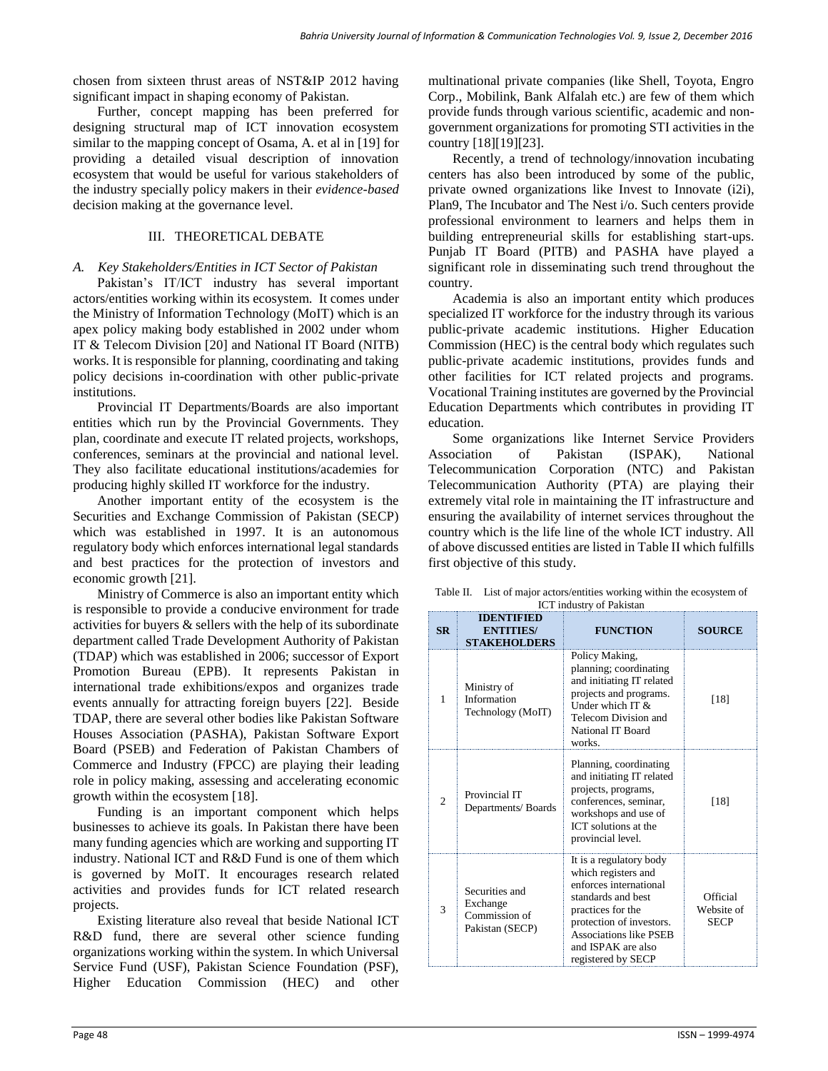chosen from sixteen thrust areas of NST&IP 2012 having significant impact in shaping economy of Pakistan.

Further, concept mapping has been preferred for designing structural map of ICT innovation ecosystem similar to the mapping concept of Osama, A. et al in [19] for providing a detailed visual description of innovation ecosystem that would be useful for various stakeholders of the industry specially policy makers in their *evidence-based* decision making at the governance level.

## III. THEORETICAL DEBATE

### *A. Key Stakeholders/Entities in ICT Sector of Pakistan*

Pakistan's IT/ICT industry has several important actors/entities working within its ecosystem. It comes under the Ministry of Information Technology (MoIT) which is an apex policy making body established in 2002 under whom IT & Telecom Division [20] and National IT Board (NITB) works. It is responsible for planning, coordinating and taking policy decisions in-coordination with other public-private institutions.

Provincial IT Departments/Boards are also important entities which run by the Provincial Governments. They plan, coordinate and execute IT related projects, workshops, conferences, seminars at the provincial and national level. They also facilitate educational institutions/academies for producing highly skilled IT workforce for the industry.

Another important entity of the ecosystem is the Securities and Exchange Commission of Pakistan (SECP) which was established in 1997. It is an autonomous regulatory body which enforces international legal standards and best practices for the protection of investors and economic growth [21].

Ministry of Commerce is also an important entity which is responsible to provide a conducive environment for trade activities for buyers & sellers with the help of its subordinate department called Trade Development Authority of Pakistan (TDAP) which was established in 2006; successor of Export Promotion Bureau (EPB). It represents Pakistan in international trade exhibitions/expos and organizes trade events annually for attracting foreign buyers [22]. Beside TDAP, there are several other bodies like Pakistan Software Houses Association (PASHA), Pakistan Software Export Board (PSEB) and Federation of Pakistan Chambers of Commerce and Industry (FPCC) are playing their leading role in policy making, assessing and accelerating economic growth within the ecosystem [18].

Funding is an important component which helps businesses to achieve its goals. In Pakistan there have been many funding agencies which are working and supporting IT industry. National ICT and R&D Fund is one of them which is governed by MoIT. It encourages research related activities and provides funds for ICT related research projects.

Existing literature also reveal that beside National ICT R&D fund, there are several other science funding organizations working within the system. In which Universal Service Fund (USF), Pakistan Science Foundation (PSF), Higher Education Commission (HEC) and other multinational private companies (like Shell, Toyota, Engro Corp., Mobilink, Bank Alfalah etc.) are few of them which provide funds through various scientific, academic and non-government organizations for promoting STI activities in the country [18][19][23].

Recently, a trend of technology/innovation incubating centers has also been introduced by some of the public, private owned organizations like Invest to Innovate (i2i), Plan9, The Incubator and The Nest i/o. Such centers provide professional environment to learners and helps them in building entrepreneurial skills for establishing start-ups. Punjab IT Board (PITB) and PASHA have played a significant role in disseminating such trend throughout the country.

Academia is also an important entity which produces specialized IT workforce for the industry through its various public-private academic institutions. Higher Education Commission (HEC) is the central body which regulates such public-private academic institutions, provides funds and other facilities for ICT related projects and programs. Vocational Training institutes are governed by the Provincial Education Departments which contributes in providing IT education.

Some organizations like Internet Service Providers Association of Pakistan (ISPAK), National Telecommunication Corporation (NTC) and Pakistan Telecommunication Authority (PTA) are playing their extremely vital role in maintaining the IT infrastructure and ensuring the availability of internet services throughout the country which is the life line of the whole ICT industry. All of above discussed entities are listed in Table II which fulfills first objective of this study.

Table II. List of major actors/entities working within the ecosystem of ICT industry of Pakistan

| SR | IDENTIFIED ENTITIES/ STAKEHOLDERS | FUNCTION | SOURCE |
|---|---|---|---|
| 1 | Ministry of Information Technology (MoIT) | Policy Making, planning; coordinating and initiating IT related projects and programs. Under which IT & Telecom Division and National IT Board works. | [18] |
| 2 | Provincial IT Departments/ Boards | Planning, coordinating and initiating IT related projects, programs, conferences, seminar, workshops and use of ICT solutions at the provincial level. | [18] |
| 3 | Securities and Exchange Commission of Pakistan (SECP) | It is a regulatory body which registers and enforces international standards and best practices for the protection of investors. Associations like PSEB and ISPAK are also registered by SECP | Official Website of SECP |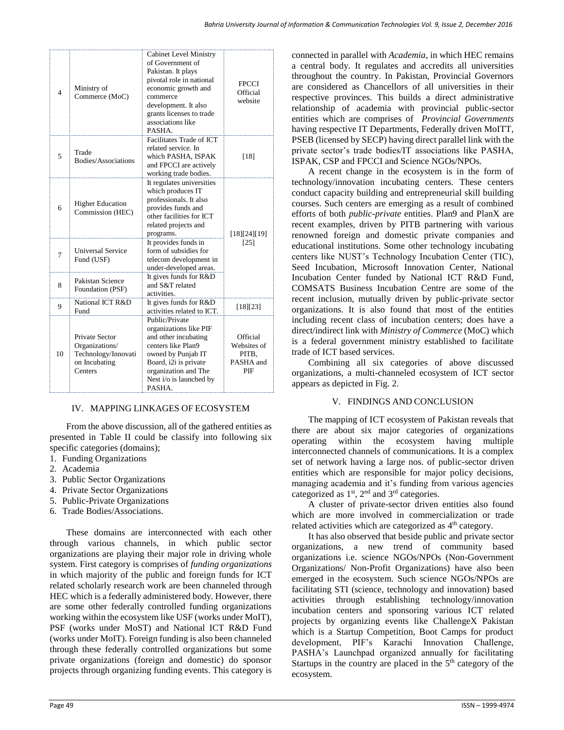| 4 | Ministry of Commerce (MoC) | Cabinet Level Ministry of Government of Pakistan. It plays pivotal role in national economic growth and commerce development. It also grants licenses to trade associations like PASHA. | FPCCI Official website |
|---|---|---|---|
| 5 | Trade Bodies/Associations | Facilitates Trade of ICT related service. In which PASHA, ISPAK and FPCCI are actively working trade bodies. | [18] |
| 6 | Higher Education Commission (HEC) | It regulates universities which produces IT professionals. It also provides funds and other facilities for ICT related projects and programs. | [18][24][19] [25] |
| 7 | Universal Service Fund (USF) | It provides funds in form of subsidies for telecom development in under-developed areas. | |
| 8 | Pakistan Science Foundation (PSF) | It gives funds for R&D and S&T related activities. | |
| 9 | National ICT R&D Fund | It gives funds for R&D activities related to ICT. | [18][23] |
| 10 | Private Sector Organizations/ Technology/Innovation Incubating Centers | Public/Private organizations like PIF and other incubating centers like Plan9 owned by Punjab IT Board, i2i is private organization and The Nest i/o is launched by PASHA. | Official Websites of PITB, PASHA and PIF |

## IV. MAPPING LINKAGES OF ECOSYSTEM

From the above discussion, all of the gathered entities as presented in Table II could be classify into following six specific categories (domains);

1. Funding Organizations
2. Academia
3. Public Sector Organizations
4. Private Sector Organizations
5. Public-Private Organizations
6. Trade Bodies/Associations.

These domains are interconnected with each other through various channels, in which public sector organizations are playing their major role in driving whole system. First category is comprises of *funding organizations* in which majority of the public and foreign funds for ICT related scholarly research work are been channeled through HEC which is a federally administered body. However, there are some other federally controlled funding organizations working within the ecosystem like USF (works under MoIT), PSF (works under MoST) and National ICT R&D Fund (works under MoIT). Foreign funding is also been channeled through these federally controlled organizations but some private organizations (foreign and domestic) do sponsor projects through organizing funding events. This category is connected in parallel with *Academia*, in which HEC remains a central body. It regulates and accredits all universities throughout the country. In Pakistan, Provincial Governors are considered as Chancellors of all universities in their respective provinces. This builds a direct administrative relationship of academia with provincial public-sector entities which are comprises of *Provincial Governments* having respective IT Departments, Federally driven MoITT, PSEB (licensed by SECP) having direct parallel link with the private sector's trade bodies/IT associations like PASHA, ISPAK, CSP and FPCCI and Science NGOs/NPOs.

A recent change in the ecosystem is in the form of technology/innovation incubating centers. These centers conduct capacity building and entrepreneurial skill building courses. Such centers are emerging as a result of combined efforts of both *public-private* entities. Plan9 and PlanX are recent examples, driven by PITB partnering with various renowned foreign and domestic private companies and educational institutions. Some other technology incubating centers like NUST's Technology Incubation Center (TIC), Seed Incubation, Microsoft Innovation Center, National Incubation Center funded by National ICT R&D Fund, COMSATS Business Incubation Centre are some of the recent inclusion, mutually driven by public-private sector organizations. It is also found that most of the entities including recent class of incubation centers; does have a direct/indirect link with *Ministry of Commerce* (MoC) which is a federal government ministry established to facilitate trade of ICT based services.

Combining all six categories of above discussed organizations, a multi-channeled ecosystem of ICT sector appears as depicted in Fig. 2.

## V. FINDINGS AND CONCLUSION

The mapping of ICT ecosystem of Pakistan reveals that there are about six major categories of organizations operating within the ecosystem having multiple interconnected channels of communications. It is a complex set of network having a large nos. of public-sector driven entities which are responsible for major policy decisions, managing academia and it's funding from various agencies categorized as 1st, 2nd and 3rd categories.

A cluster of private-sector driven entities also found which are more involved in commercialization or trade related activities which are categorized as 4th category.

It has also observed that beside public and private sector organizations, a new trend of community based organizations i.e. science NGOs/NPOs (Non-Government Organizations/ Non-Profit Organizations) have also been emerged in the ecosystem. Such science NGOs/NPOs are facilitating STI (science, technology and innovation) based activities through establishing technology/innovation incubation centers and sponsoring various ICT related projects by organizing events like ChallengeX Pakistan which is a Startup Competition, Boot Camps for product development, PIF's Karachi Innovation Challenge, PASHA's Launchpad organized annually for facilitating Startups in the country are placed in the 5th category of the ecosystem.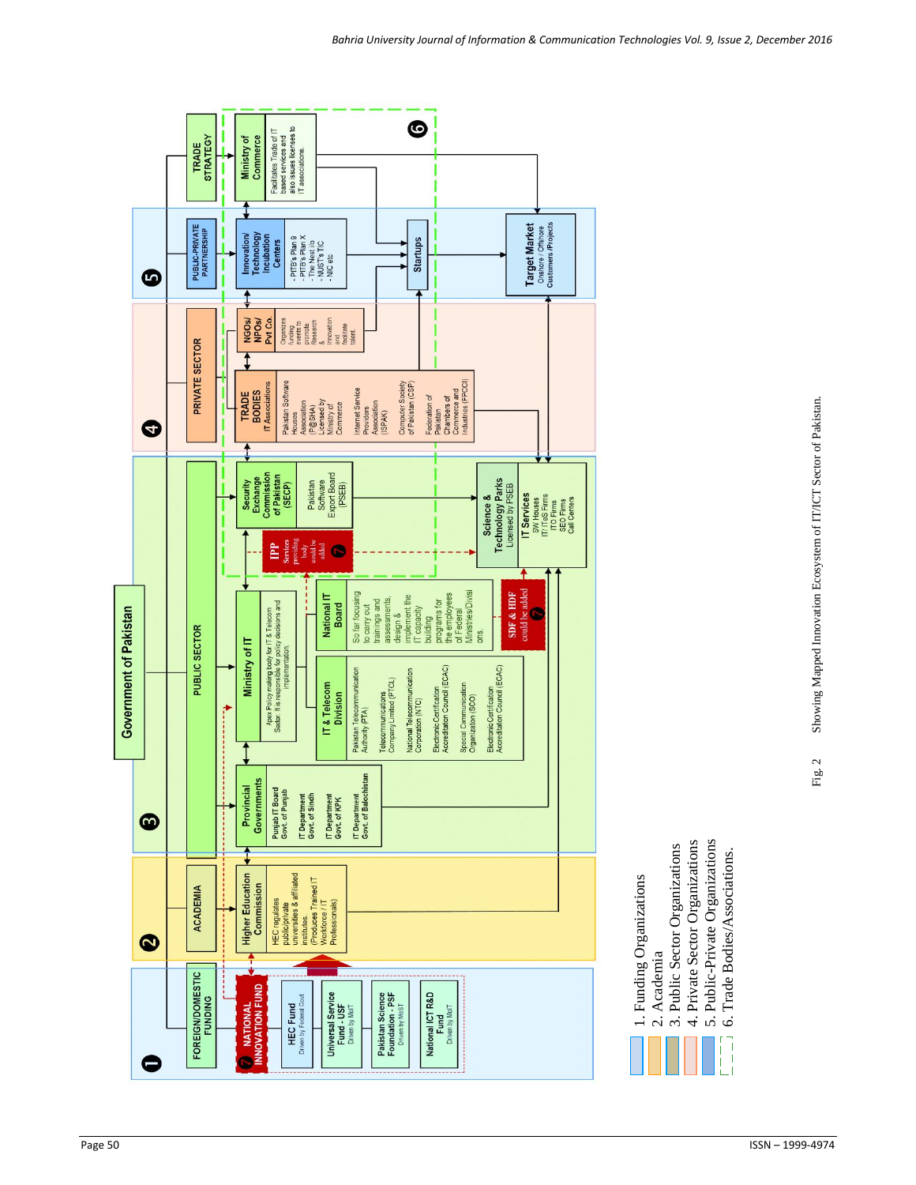Government of Pakistan

❶ FOREIGN/DOMESTIC FUNDING

❷ ACADEMIA

❸ PUBLIC SECTOR

❹ PRIVATE SECTOR

❺ PUBLIC-PRIVATE PARTNERSHIP

TRADE STRATEGY

❼ NATIONAL INNOVATION FUND

HEC Fund
Driven by Federal Govt

Universal Service Fund - USF
Driven by MoIT

Pakistan Science Foundation - PSF
Driven by MoST

National ICT R&D Fund
Driven by MoIT

Higher Education Commission
HEC regulates public/private universities & affiliated institutes. (Produces Trained IT Workforce / IT Professionals)

Provincial Governments
Punjab IT Board Govt. of Punjab
IT Department Govt. of Sindh
IT Department Govt. of KPK
IT Department Govt. of Balochistan

Ministry of IT
Apex Policy making body for IT & Telecom Sector. It is responsible for policy decisions and implementation.

IT & Telecom Division
Pakistan Telecommunication Authority (PTA)
Telecommunications Company Limited (PTCL)
National Telecommunication Corporation (NTC)
Electronic Certification Accreditation Council (ECAC)
Special Communication Organization (SCO)
Electronic Certification Accreditation Council (ECAC)

National IT Board
So far focusing to carry out trainings and assessments, design & implement the IT capacity building programs for the employees of Federal Ministries/Divisions.

SDF & HDF could be added ❼

IPP Services providing body could be added ❼

Security Exchange Commission of Pakistan (SECP)
Pakistan Software Export Board (PSEB)

Science & Technology Parks
Licensed by PSEB

IT Services
SW Houses
IT/ITeS Firms
ITO Firms
SEO Firms
Call Centers

TRADE BODIES
IT Associations
Pakistan Software Houses Association (P@SHA) Licensed by Ministry of Commerce
Internet Service Providers Association (ISPAK)
Computer Society of Pakistan (CSP)
Federation of Pakistan Chambers of Commerce and Industries (FPCCI)

NGOs/NPOs/Pvt Co.
Organizes funding events to promote Research & Innovation and facilitate talent.

Innovation/Technology Incubation Centers
- PITB's Plan 9
- PITB's Plan X
- The Nest I/o
- NUST's TIC
- NIC etc.

Startups

Target Market
Onshore / Offshore Customers /Projects

Ministry of Commerce
Facilitates Trade of IT based services and also issues licenses to IT associations.

❻

1. Funding Organizations
2. Academia
3. Public Sector Organizations
4. Private Sector Organizations
5. Public-Private Organizations
6. Trade Bodies/Associations.

Fig. 2 Showing Mapped Innovation Ecosystem of IT/ICT Sector of Pakistan.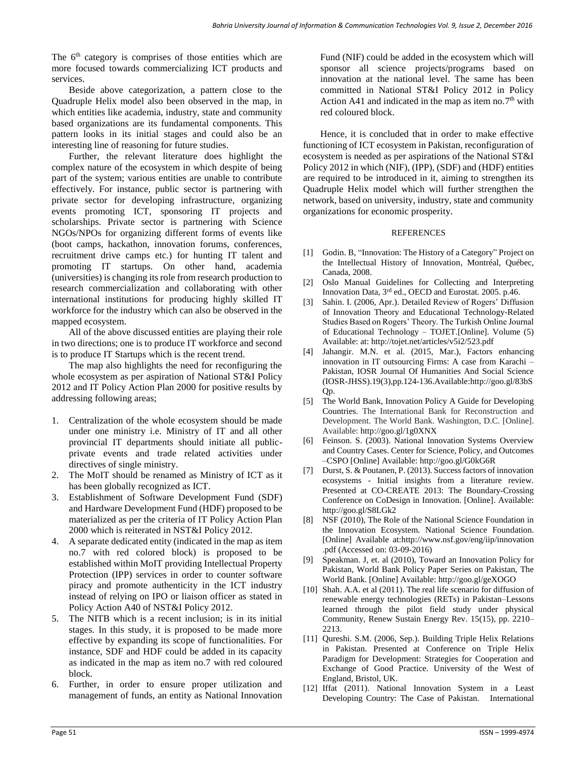The 6th category is comprises of those entities which are more focused towards commercializing ICT products and services.

Beside above categorization, a pattern close to the Quadruple Helix model also been observed in the map, in which entities like academia, industry, state and community based organizations are its fundamental components. This pattern looks in its initial stages and could also be an interesting line of reasoning for future studies.

Further, the relevant literature does highlight the complex nature of the ecosystem in which despite of being part of the system; various entities are unable to contribute effectively. For instance, public sector is partnering with private sector for developing infrastructure, organizing events promoting ICT, sponsoring IT projects and scholarships. Private sector is partnering with Science NGOs/NPOs for organizing different forms of events like (boot camps, hackathon, innovation forums, conferences, recruitment drive camps etc.) for hunting IT talent and promoting IT startups. On other hand, academia (universities) is changing its role from research production to research commercialization and collaborating with other international institutions for producing highly skilled IT workforce for the industry which can also be observed in the mapped ecosystem.

All of the above discussed entities are playing their role in two directions; one is to produce IT workforce and second is to produce IT Startups which is the recent trend.

The map also highlights the need for reconfiguring the whole ecosystem as per aspiration of National ST&I Policy 2012 and IT Policy Action Plan 2000 for positive results by addressing following areas;

1. Centralization of the whole ecosystem should be made under one ministry i.e. Ministry of IT and all other provincial IT departments should initiate all public-private events and trade related activities under directives of single ministry.
2. The MoIT should be renamed as Ministry of ICT as it has been globally recognized as ICT.
3. Establishment of Software Development Fund (SDF) and Hardware Development Fund (HDF) proposed to be materialized as per the criteria of IT Policy Action Plan 2000 which is reiterated in NST&I Policy 2012.
4. A separate dedicated entity (indicated in the map as item no.7 with red colored block) is proposed to be established within MoIT providing Intellectual Property Protection (IPP) services in order to counter software piracy and promote authenticity in the ICT industry instead of relying on IPO or liaison officer as stated in Policy Action A40 of NST&I Policy 2012.
5. The NITB which is a recent inclusion; is in its initial stages. In this study, it is proposed to be made more effective by expanding its scope of functionalities. For instance, SDF and HDF could be added in its capacity as indicated in the map as item no.7 with red coloured block.
6. Further, in order to ensure proper utilization and management of funds, an entity as National Innovation Fund (NIF) could be added in the ecosystem which will sponsor all science projects/programs based on innovation at the national level. The same has been committed in National ST&I Policy 2012 in Policy Action A41 and indicated in the map as item no.7th with red coloured block.

Hence, it is concluded that in order to make effective functioning of ICT ecosystem in Pakistan, reconfiguration of ecosystem is needed as per aspirations of the National ST&I Policy 2012 in which (NIF), (IPP), (SDF) and (HDF) entities are required to be introduced in it, aiming to strengthen its Quadruple Helix model which will further strengthen the network, based on university, industry, state and community organizations for economic prosperity.

## REFERENCES

[1] Godin. B, "Innovation: The History of a Category" Project on the Intellectual History of Innovation, Montréal, Québec, Canada, 2008.

[2] Oslo Manual Guidelines for Collecting and Interpreting Innovation Data, 3rd ed., OECD and Eurostat. 2005. p.46.

[3] Sahin. I. (2006, Apr.). Detailed Review of Rogers' Diffusion of Innovation Theory and Educational Technology-Related Studies Based on Rogers' Theory. The Turkish Online Journal of Educational Technology – TOJET.[Online]. Volume (5) Available: at: http://tojet.net/articles/v5i2/523.pdf

[4] Jahangir. M.N. et al. (2015, Mar.), Factors enhancing innovation in IT outsourcing Firms: A case from Karachi – Pakistan, IOSR Journal Of Humanities And Social Science (IOSR-JHSS).19(3),pp.124-136.Available:http://goo.gl/83bSQp.

[5] The World Bank, Innovation Policy A Guide for Developing Countries. The International Bank for Reconstruction and Development. The World Bank. Washington, D.C. [Online]. Available: http://goo.gl/1g0XNX

[6] Feinson. S. (2003). National Innovation Systems Overview and Country Cases. Center for Science, Policy, and Outcomes –CSPO [Online] Available: http://goo.gl/G0kG6R

[7] Durst, S. & Poutanen, P. (2013). Success factors of innovation ecosystems - Initial insights from a literature review. Presented at CO-CREATE 2013: The Boundary-Crossing Conference on CoDesign in Innovation. [Online]. Available: http://goo.gl/S8LGk2

[8] NSF (2010), The Role of the National Science Foundation in the Innovation Ecosystem. National Science Foundation. [Online] Available at:http://www.nsf.gov/eng/iip/innovation.pdf (Accessed on: 03-09-2016)

[9] Speakman. J, et. al (2010), Toward an Innovation Policy for Pakistan, World Bank Policy Paper Series on Pakistan, The World Bank. [Online] Available: http://goo.gl/geXOGO

[10] Shah. A.A. et al (2011). The real life scenario for diffusion of renewable energy technologies (RETs) in Pakistan–Lessons learned through the pilot field study under physical Community, Renew Sustain Energy Rev. 15(15), pp. 2210–2213.

[11] Qureshi. S.M. (2006, Sep.). Building Triple Helix Relations in Pakistan. Presented at Conference on Triple Helix Paradigm for Development: Strategies for Cooperation and Exchange of Good Practice. University of the West of England, Bristol, UK.

[12] Iffat (2011). National Innovation System in a Least Developing Country: The Case of Pakistan. International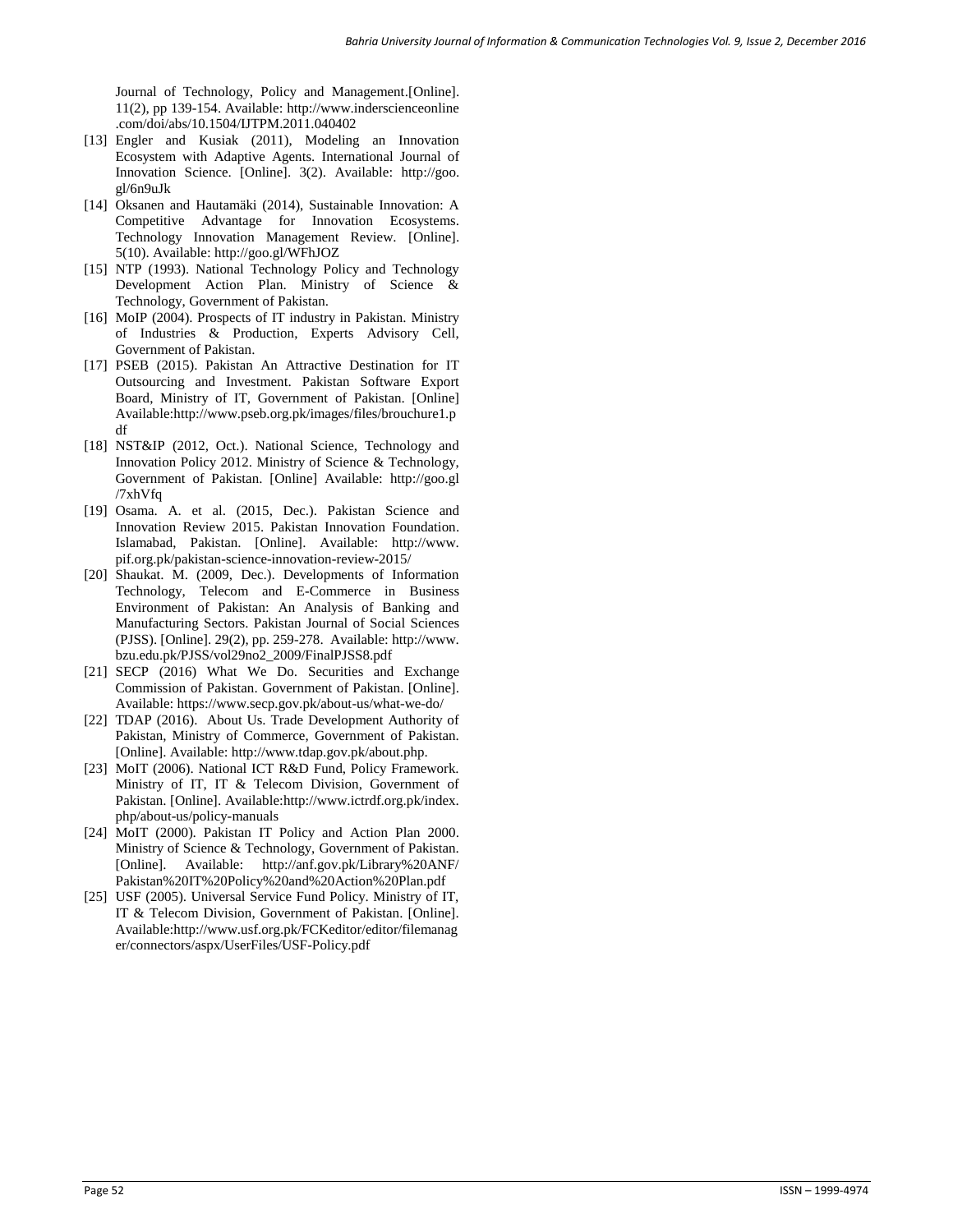Journal of Technology, Policy and Management.[Online]. 11(2), pp 139-154. Available: http://www.inderscienceonline .com/doi/abs/10.1504/IJTPM.2011.040402

[13] Engler and Kusiak (2011), Modeling an Innovation Ecosystem with Adaptive Agents. International Journal of Innovation Science. [Online]. 3(2). Available: http://goo. gl/6n9uJk

[14] Oksanen and Hautamäki (2014), Sustainable Innovation: A Competitive Advantage for Innovation Ecosystems. Technology Innovation Management Review. [Online]. 5(10). Available: http://goo.gl/WFhJOZ

[15] NTP (1993). National Technology Policy and Technology Development Action Plan. Ministry of Science & Technology, Government of Pakistan.

[16] MoIP (2004). Prospects of IT industry in Pakistan. Ministry of Industries & Production, Experts Advisory Cell, Government of Pakistan.

[17] PSEB (2015). Pakistan An Attractive Destination for IT Outsourcing and Investment. Pakistan Software Export Board, Ministry of IT, Government of Pakistan. [Online] Available:http://www.pseb.org.pk/images/files/brouchure1.pdf

[18] NST&IP (2012, Oct.). National Science, Technology and Innovation Policy 2012. Ministry of Science & Technology, Government of Pakistan. [Online] Available: http://goo.gl /7xhVfq

[19] Osama. A. et al. (2015, Dec.). Pakistan Science and Innovation Review 2015. Pakistan Innovation Foundation. Islamabad, Pakistan. [Online]. Available: http://www. pif.org.pk/pakistan-science-innovation-review-2015/

[20] Shaukat. M. (2009, Dec.). Developments of Information Technology, Telecom and E-Commerce in Business Environment of Pakistan: An Analysis of Banking and Manufacturing Sectors. Pakistan Journal of Social Sciences (PJSS). [Online]. 29(2), pp. 259-278. Available: http://www. bzu.edu.pk/PJSS/vol29no2_2009/FinalPJSS8.pdf

[21] SECP (2016) What We Do. Securities and Exchange Commission of Pakistan. Government of Pakistan. [Online]. Available: https://www.secp.gov.pk/about-us/what-we-do/

[22] TDAP (2016). About Us. Trade Development Authority of Pakistan, Ministry of Commerce, Government of Pakistan. [Online]. Available: http://www.tdap.gov.pk/about.php.

[23] MoIT (2006). National ICT R&D Fund, Policy Framework. Ministry of IT, IT & Telecom Division, Government of Pakistan. [Online]. Available:http://www.ictrdf.org.pk/index. php/about-us/policy-manuals

[24] MoIT (2000). Pakistan IT Policy and Action Plan 2000. Ministry of Science & Technology, Government of Pakistan. [Online]. Available: http://anf.gov.pk/Library%20ANF/ Pakistan%20IT%20Policy%20and%20Action%20Plan.pdf

[25] USF (2005). Universal Service Fund Policy. Ministry of IT, IT & Telecom Division, Government of Pakistan. [Online]. Available:http://www.usf.org.pk/FCKeditor/editor/filemanager/connectors/aspx/UserFiles/USF-Policy.pdf